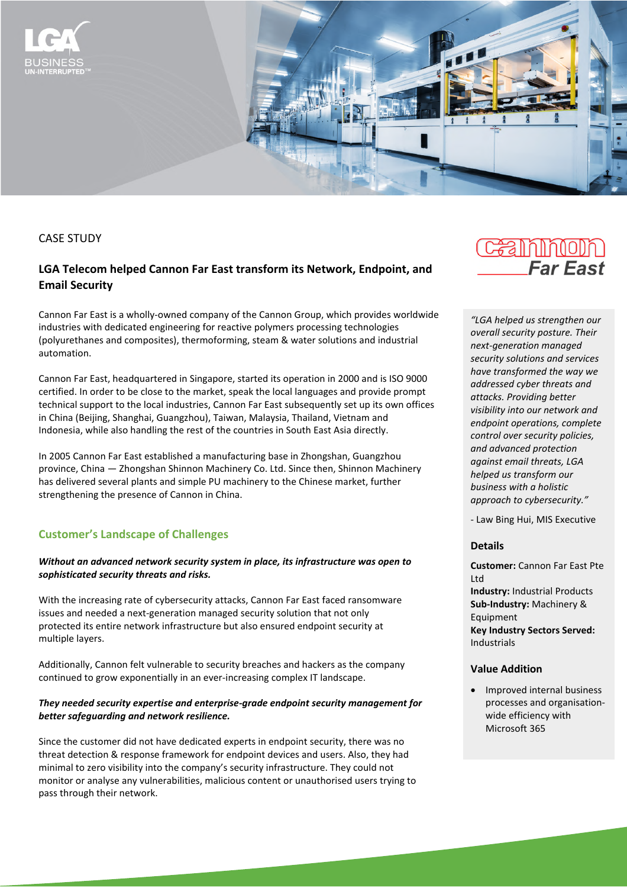CASE STUDY

# LGA Telecom helped Cannon Far East transform its Network, Endpoint, and Email Security

Cannon Far East is a wholly-owned company of the Cannon Group, which provides worldwide industries with dedicated engineering for reactive polymers processing technologies (polyurethanes and composites), thermoforming, steam & water solutions and industrial automation.

Cannon Far East, headquartered in Singapore, started its operation in 2000 and is ISO 9000 certified. In order to be close to the market, speak the local languages and provide prompt technical support to the local industries, Cannon Far East subsequently set up its own offices in China (Beijing, Shanghai, Guangzhou), Taiwan, Malaysia, Thailand, Vietnam and Indonesia, while also handling the rest of the countries in South East Asia directly.

In 2005 Cannon Far East established a manufacturing base in Zhongshan, Guangzhou province, China — Zhongshan Shinnon Machinery Co. Ltd. Since then, Shinnon Machinery has delivered several plants and simple PU machinery to the Chinese market, further strengthening the presence of Cannon in China.

## Customer's Landscape of Challenges

***Without an advanced network security system in place, its infrastructure was open to sophisticated security threats and risks.***

With the increasing rate of cybersecurity attacks, Cannon Far East faced ransomware issues and needed a next-generation managed security solution that not only protected its entire network infrastructure but also ensured endpoint security at multiple layers.

Additionally, Cannon felt vulnerable to security breaches and hackers as the company continued to grow exponentially in an ever-increasing complex IT landscape.

***They needed security expertise and enterprise-grade endpoint security management for better safeguarding and network resilience.***

Since the customer did not have dedicated experts in endpoint security, there was no threat detection & response framework for endpoint devices and users. Also, they had minimal to zero visibility into the company's security infrastructure. They could not monitor or analyse any vulnerabilities, malicious content or unauthorised users trying to pass through their network.

*"LGA helped us strengthen our overall security posture. Their next-generation managed security solutions and services have transformed the way we addressed cyber threats and attacks. Providing better visibility into our network and endpoint operations, complete control over security policies, and advanced protection against email threats, LGA helped us transform our business with a holistic approach to cybersecurity."*

- Law Bing Hui, MIS Executive

### Details

**Customer:** Cannon Far East Pte Ltd
**Industry:** Industrial Products
**Sub-Industry:** Machinery & Equipment
**Key Industry Sectors Served:** Industrials

### Value Addition

- Improved internal business processes and organisation-wide efficiency with Microsoft 365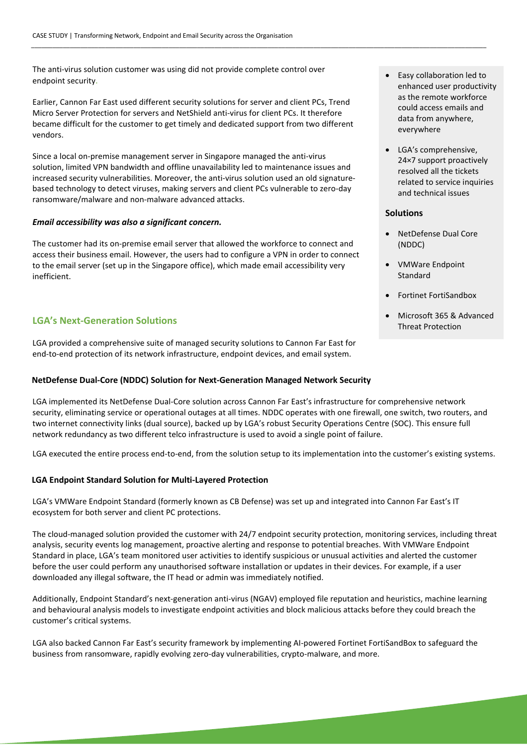The anti-virus solution customer was using did not provide complete control over endpoint security.

Earlier, Cannon Far East used different security solutions for server and client PCs, Trend Micro Server Protection for servers and NetShield anti-virus for client PCs. It therefore became difficult for the customer to get timely and dedicated support from two different vendors.

Since a local on-premise management server in Singapore managed the anti-virus solution, limited VPN bandwidth and offline unavailability led to maintenance issues and increased security vulnerabilities. Moreover, the anti-virus solution used an old signature-based technology to detect viruses, making servers and client PCs vulnerable to zero-day ransomware/malware and non-malware advanced attacks.

***Email accessibility was also a significant concern.***

The customer had its on-premise email server that allowed the workforce to connect and access their business email. However, the users had to configure a VPN in order to connect to the email server (set up in the Singapore office), which made email accessibility very inefficient.

- Easy collaboration led to enhanced user productivity as the remote workforce could access emails and data from anywhere, everywhere
- LGA's comprehensive, 24×7 support proactively resolved all the tickets related to service inquiries and technical issues

**Solutions**

- NetDefense Dual Core (NDDC)
- VMWare Endpoint Standard
- Fortinet FortiSandbox
- Microsoft 365 & Advanced Threat Protection

## LGA's Next-Generation Solutions

LGA provided a comprehensive suite of managed security solutions to Cannon Far East for end-to-end protection of its network infrastructure, endpoint devices, and email system.

### NetDefense Dual-Core (NDDC) Solution for Next-Generation Managed Network Security

LGA implemented its NetDefense Dual-Core solution across Cannon Far East's infrastructure for comprehensive network security, eliminating service or operational outages at all times. NDDC operates with one firewall, one switch, two routers, and two internet connectivity links (dual source), backed up by LGA's robust Security Operations Centre (SOC). This ensure full network redundancy as two different telco infrastructure is used to avoid a single point of failure.

LGA executed the entire process end-to-end, from the solution setup to its implementation into the customer's existing systems.

### LGA Endpoint Standard Solution for Multi-Layered Protection

LGA's VMWare Endpoint Standard (formerly known as CB Defense) was set up and integrated into Cannon Far East's IT ecosystem for both server and client PC protections.

The cloud-managed solution provided the customer with 24/7 endpoint security protection, monitoring services, including threat analysis, security events log management, proactive alerting and response to potential breaches. With VMWare Endpoint Standard in place, LGA's team monitored user activities to identify suspicious or unusual activities and alerted the customer before the user could perform any unauthorised software installation or updates in their devices. For example, if a user downloaded any illegal software, the IT head or admin was immediately notified.

Additionally, Endpoint Standard's next-generation anti-virus (NGAV) employed file reputation and heuristics, machine learning and behavioural analysis models to investigate endpoint activities and block malicious attacks before they could breach the customer's critical systems.

LGA also backed Cannon Far East's security framework by implementing AI-powered Fortinet FortiSandBox to safeguard the business from ransomware, rapidly evolving zero-day vulnerabilities, crypto-malware, and more.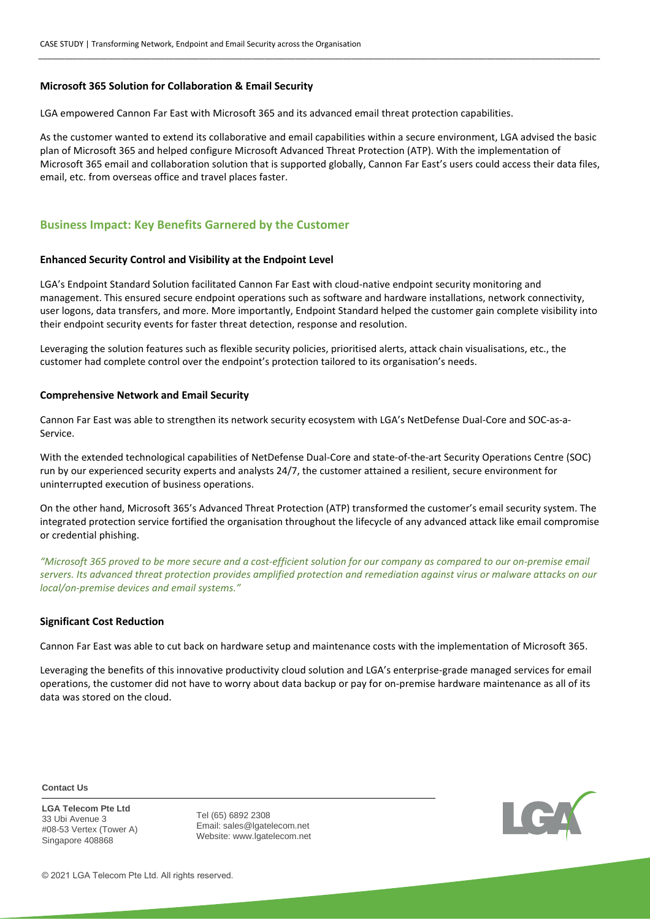### Microsoft 365 Solution for Collaboration & Email Security

LGA empowered Cannon Far East with Microsoft 365 and its advanced email threat protection capabilities.

As the customer wanted to extend its collaborative and email capabilities within a secure environment, LGA advised the basic plan of Microsoft 365 and helped configure Microsoft Advanced Threat Protection (ATP). With the implementation of Microsoft 365 email and collaboration solution that is supported globally, Cannon Far East's users could access their data files, email, etc. from overseas office and travel places faster.

## Business Impact: Key Benefits Garnered by the Customer

### Enhanced Security Control and Visibility at the Endpoint Level

LGA's Endpoint Standard Solution facilitated Cannon Far East with cloud-native endpoint security monitoring and management. This ensured secure endpoint operations such as software and hardware installations, network connectivity, user logons, data transfers, and more. More importantly, Endpoint Standard helped the customer gain complete visibility into their endpoint security events for faster threat detection, response and resolution.

Leveraging the solution features such as flexible security policies, prioritised alerts, attack chain visualisations, etc., the customer had complete control over the endpoint's protection tailored to its organisation's needs.

### Comprehensive Network and Email Security

Cannon Far East was able to strengthen its network security ecosystem with LGA's NetDefense Dual-Core and SOC-as-a-Service.

With the extended technological capabilities of NetDefense Dual-Core and state-of-the-art Security Operations Centre (SOC) run by our experienced security experts and analysts 24/7, the customer attained a resilient, secure environment for uninterrupted execution of business operations.

On the other hand, Microsoft 365's Advanced Threat Protection (ATP) transformed the customer's email security system. The integrated protection service fortified the organisation throughout the lifecycle of any advanced attack like email compromise or credential phishing.

*"Microsoft 365 proved to be more secure and a cost-efficient solution for our company as compared to our on-premise email servers. Its advanced threat protection provides amplified protection and remediation against virus or malware attacks on our local/on-premise devices and email systems."*

### Significant Cost Reduction

Cannon Far East was able to cut back on hardware setup and maintenance costs with the implementation of Microsoft 365.

Leveraging the benefits of this innovative productivity cloud solution and LGA's enterprise-grade managed services for email operations, the customer did not have to worry about data backup or pay for on-premise hardware maintenance as all of its data was stored on the cloud.

**Contact Us**

**LGA Telecom Pte Ltd**
33 Ubi Avenue 3
#08-53 Vertex (Tower A)
Singapore 408868

Tel (65) 6892 2308
Email: sales@lgatelecom.net
Website: www.lgatelecom.net

© 2021 LGA Telecom Pte Ltd. All rights reserved.